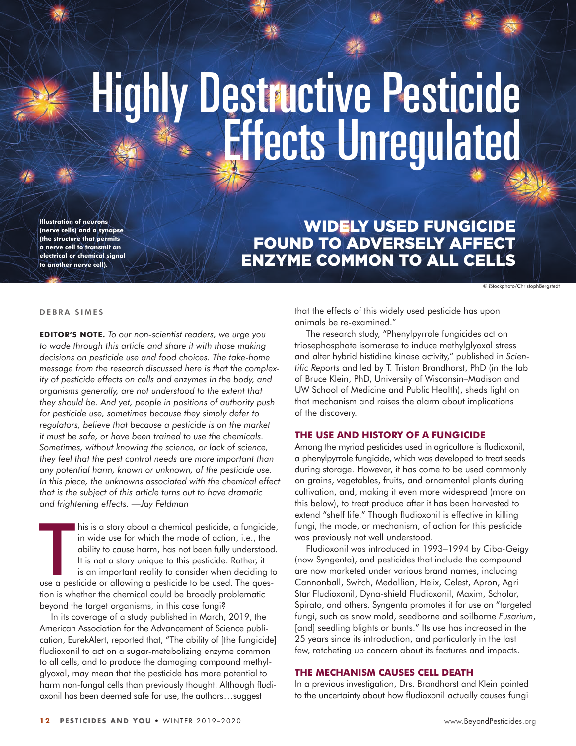# Highly Destructive Pesticide Effects Unregulated

Illustration of neurons (nerve cells) and a synapse (the structure that permits a nerve cell to transmit an electrical or chemical signal to another nerve cell).

## WIDELY USED FUNGICIDE FOUND TO ADVERSELY AFFECT ENZYME COMMON TO ALL CELLS

© iStockphoto/ChristophBergstedt

DEBRA SIMES

**EDITOR'S NOTE.** *To our non-scientist readers, we urge you to wade through this article and share it with those making decisions on pesticide use and food choices. The take-home message from the research discussed here is that the complexity of pesticide effects on cells and enzymes in the body, and organisms generally, are not understood to the extent that they should be. And yet, people in positions of authority push for pesticide use, sometimes because they simply defer to regulators, believe that because a pesticide is on the market it must be safe, or have been trained to use the chemicals. Sometimes, without knowing the science, or lack of science, they feel that the pest control needs are more important than any potential harm, known or unknown, of the pesticide use. In this piece, the unknowns associated with the chemical effect that is the subject of this article turns out to have dramatic and frightening effects. —Jay Feldman*

This is a story about a chemical pesticide, a fungicide, in wide use for which the mode of action, i.e., the ability to cause harm, has not been fully understood. It is not a story unique to this pesticide. Rather, it is an important reality to consider when deciding to use a pesticide or allowing a pesticide to be used. The question is whether the chemical could be broadly problematic beyond the target organisms, in this case fungi?

In its coverage of a study published in March, 2019, the American Association for the Advancement of Science publication, EurekAlert, reported that, "The ability of [the fungicide] fludioxonil to act on a sugar-metabolizing enzyme common to all cells, and to produce the damaging compound methylglyoxal, may mean that the pesticide has more potential to harm non-fungal cells than previously thought. Although fludioxonil has been deemed safe for use, the authors…suggest that the effects of this widely used pesticide has upon animals be re-examined."

The research study, "Phenylpyrrole fungicides act on triosephosphate isomerase to induce methylglyoxal stress and alter hybrid histidine kinase activity," published in *Scientific Reports* and led by T. Tristan Brandhorst, PhD (in the lab of Bruce Klein, PhD, University of Wisconsin–Madison and UW School of Medicine and Public Health), sheds light on that mechanism and raises the alarm about implications of the discovery.

### THE USE AND HISTORY OF A FUNGICIDE

Among the myriad pesticides used in agriculture is fludioxonil, a phenylpyrrole fungicide, which was developed to treat seeds during storage. However, it has come to be used commonly on grains, vegetables, fruits, and ornamental plants during cultivation, and, making it even more widespread (more on this below), to treat produce after it has been harvested to extend "shelf life." Though fludioxonil is effective in killing fungi, the mode, or mechanism, of action for this pesticide was previously not well understood.

Fludioxonil was introduced in 1993–1994 by Ciba-Geigy (now Syngenta), and pesticides that include the compound are now marketed under various brand names, including Cannonball, Switch, Medallion, Helix, Celest, Apron, Agri Star Fludioxonil, Dyna-shield Fludioxonil, Maxim, Scholar, Spirato, and others. Syngenta promotes it for use on "targeted fungi, such as snow mold, seedborne and soilborne *Fusarium*, [and] seedling blights or bunts." Its use has increased in the 25 years since its introduction, and particularly in the last few, ratcheting up concern about its features and impacts.

### THE MECHANISM CAUSES CELL DEATH

In a previous investigation, Drs. Brandhorst and Klein pointed to the uncertainty about how fludioxonil actually causes fungi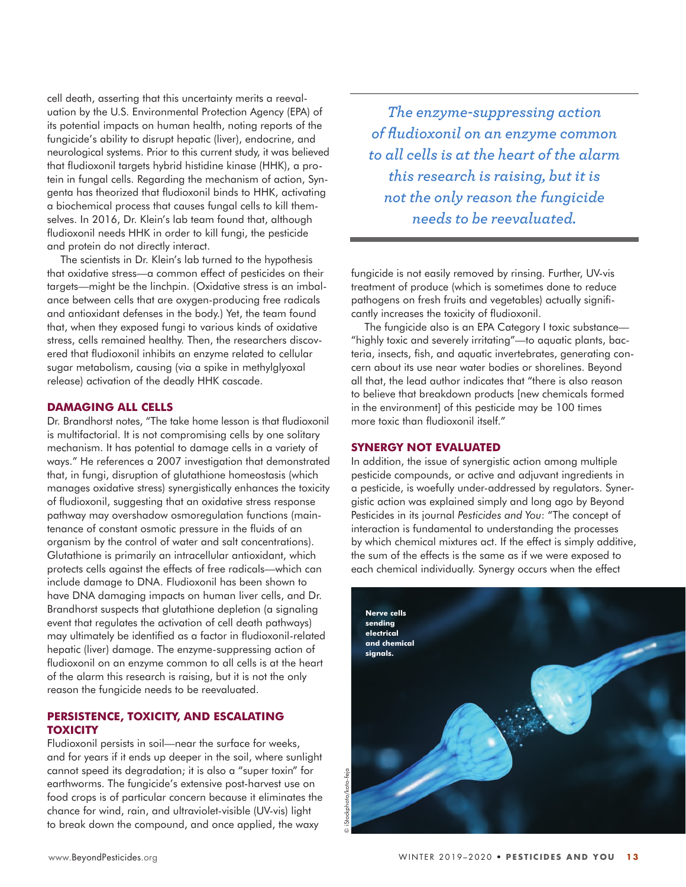cell death, asserting that this uncertainty merits a reevaluation by the U.S. Environmental Protection Agency (EPA) of its potential impacts on human health, noting reports of the fungicide's ability to disrupt hepatic (liver), endocrine, and neurological systems. Prior to this current study, it was believed that fludioxonil targets hybrid histidine kinase (HHK), a protein in fungal cells. Regarding the mechanism of action, Syngenta has theorized that fludioxonil binds to HHK, activating a biochemical process that causes fungal cells to kill themselves. In 2016, Dr. Klein's lab team found that, although fludioxonil needs HHK in order to kill fungi, the pesticide and protein do not directly interact.

The scientists in Dr. Klein's lab turned to the hypothesis that oxidative stress—a common effect of pesticides on their targets—might be the linchpin. (Oxidative stress is an imbalance between cells that are oxygen-producing free radicals and antioxidant defenses in the body.) Yet, the team found that, when they exposed fungi to various kinds of oxidative stress, cells remained healthy. Then, the researchers discovered that fludioxonil inhibits an enzyme related to cellular sugar metabolism, causing (via a spike in methylglyoxal release) activation of the deadly HHK cascade.

## DAMAGING ALL CELLS

Dr. Brandhorst notes, "The take home lesson is that fludioxonil is multifactorial. It is not compromising cells by one solitary mechanism. It has potential to damage cells in a variety of ways." He references a 2007 investigation that demonstrated that, in fungi, disruption of glutathione homeostasis (which manages oxidative stress) synergistically enhances the toxicity of fludioxonil, suggesting that an oxidative stress response pathway may overshadow osmoregulation functions (maintenance of constant osmotic pressure in the fluids of an organism by the control of water and salt concentrations). Glutathione is primarily an intracellular antioxidant, which protects cells against the effects of free radicals—which can include damage to DNA. Fludioxonil has been shown to have DNA damaging impacts on human liver cells, and Dr. Brandhorst suspects that glutathione depletion (a signaling event that regulates the activation of cell death pathways) may ultimately be identified as a factor in fludioxonil-related hepatic (liver) damage. The enzyme-suppressing action of fludioxonil on an enzyme common to all cells is at the heart of the alarm this research is raising, but it is not the only reason the fungicide needs to be reevaluated.

> *The enzyme-suppressing action of fludioxonil on an enzyme common to all cells is at the heart of the alarm this research is raising, but it is not the only reason the fungicide needs to be reevaluated.*

## PERSISTENCE, TOXICITY, AND ESCALATING TOXICITY

Fludioxonil persists in soil—near the surface for weeks, and for years if it ends up deeper in the soil, where sunlight cannot speed its degradation; it is also a "super toxin" for earthworms. The fungicide's extensive post-harvest use on food crops is of particular concern because it eliminates the chance for wind, rain, and ultraviolet-visible (UV-vis) light to break down the compound, and once applied, the waxy fungicide is not easily removed by rinsing. Further, UV-vis treatment of produce (which is sometimes done to reduce pathogens on fresh fruits and vegetables) actually significantly increases the toxicity of fludioxonil.

The fungicide also is an EPA Category I toxic substance—"highly toxic and severely irritating"—to aquatic plants, bacteria, insects, fish, and aquatic invertebrates, generating concern about its use near water bodies or shorelines. Beyond all that, the lead author indicates that "there is also reason to believe that breakdown products [new chemicals formed in the environment] of this pesticide may be 100 times more toxic than fludioxonil itself."

## SYNERGY NOT EVALUATED

In addition, the issue of synergistic action among multiple pesticide compounds, or active and adjuvant ingredients in a pesticide, is woefully under-addressed by regulators. Synergistic action was explained simply and long ago by Beyond Pesticides in its journal *Pesticides and You*: "The concept of interaction is fundamental to understanding the processes by which chemical mixtures act. If the effect is simply additive, the sum of the effects is the same as if we were exposed to each chemical individually. Synergy occurs when the effect

Nerve cells sending electrical and chemical signals.

© iStockphoto/koto-feja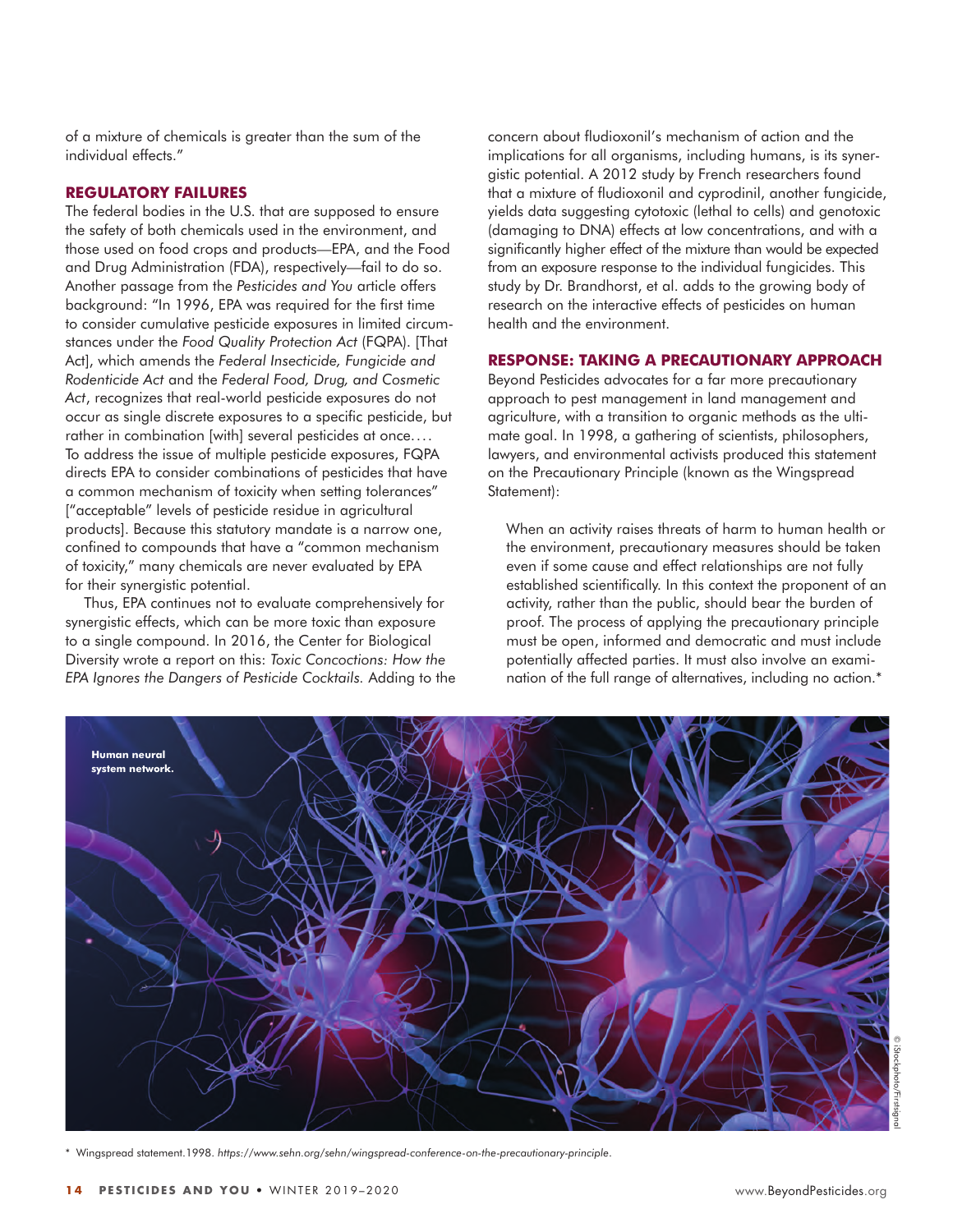of a mixture of chemicals is greater than the sum of the individual effects."

## REGULATORY FAILURES

The federal bodies in the U.S. that are supposed to ensure the safety of both chemicals used in the environment, and those used on food crops and products—EPA, and the Food and Drug Administration (FDA), respectively—fail to do so. Another passage from the *Pesticides and You* article offers background: "In 1996, EPA was required for the first time to consider cumulative pesticide exposures in limited circumstances under the *Food Quality Protection Act* (FQPA). [That Act], which amends the *Federal Insecticide, Fungicide and Rodenticide Act* and the *Federal Food, Drug, and Cosmetic Act*, recognizes that real-world pesticide exposures do not occur as single discrete exposures to a specific pesticide, but rather in combination [with] several pesticides at once.… To address the issue of multiple pesticide exposures, FQPA directs EPA to consider combinations of pesticides that have a common mechanism of toxicity when setting tolerances" ["acceptable" levels of pesticide residue in agricultural products]. Because this statutory mandate is a narrow one, confined to compounds that have a "common mechanism of toxicity," many chemicals are never evaluated by EPA for their synergistic potential.

Thus, EPA continues not to evaluate comprehensively for synergistic effects, which can be more toxic than exposure to a single compound. In 2016, the Center for Biological Diversity wrote a report on this: *Toxic Concoctions: How the EPA Ignores the Dangers of Pesticide Cocktails.* Adding to the concern about fludioxonil's mechanism of action and the implications for all organisms, including humans, is its synergistic potential. A 2012 study by French researchers found that a mixture of fludioxonil and cyprodinil, another fungicide, yields data suggesting cytotoxic (lethal to cells) and genotoxic (damaging to DNA) effects at low concentrations, and with a significantly higher effect of the mixture than would be expected from an exposure response to the individual fungicides. This study by Dr. Brandhorst, et al. adds to the growing body of research on the interactive effects of pesticides on human health and the environment.

## RESPONSE: TAKING A PRECAUTIONARY APPROACH

Beyond Pesticides advocates for a far more precautionary approach to pest management in land management and agriculture, with a transition to organic methods as the ultimate goal. In 1998, a gathering of scientists, philosophers, lawyers, and environmental activists produced this statement on the Precautionary Principle (known as the Wingspread Statement):

> When an activity raises threats of harm to human health or the environment, precautionary measures should be taken even if some cause and effect relationships are not fully established scientifically. In this context the proponent of an activity, rather than the public, should bear the burden of proof. The process of applying the precautionary principle must be open, informed and democratic and must include potentially affected parties. It must also involve an examination of the full range of alternatives, including no action.*

**Human neural system network.**

© iStockphoto/Firstsignal

\* Wingspread statement.1998. *https://www.sehn.org/sehn/wingspread-conference-on-the-precautionary-principle*.